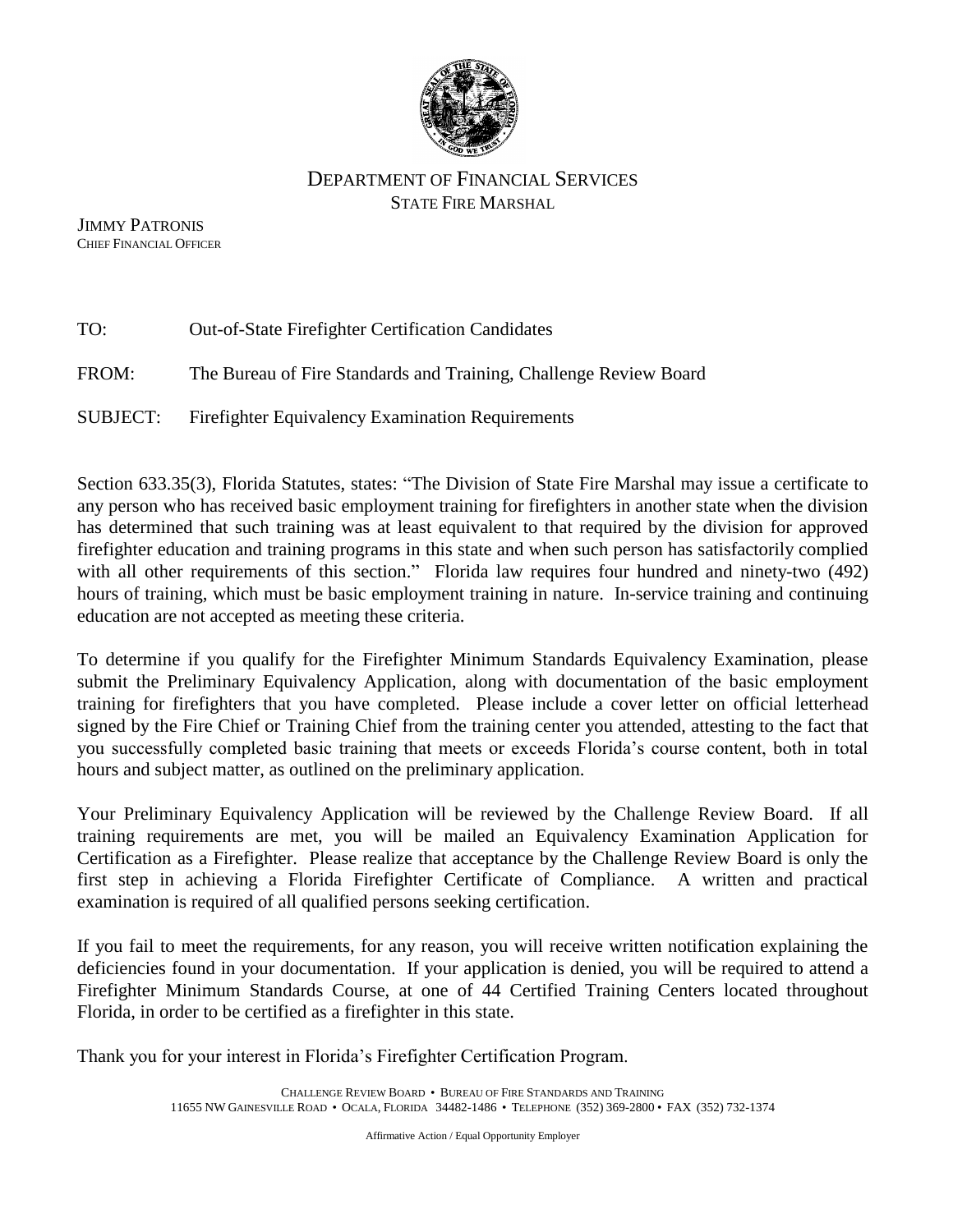DEPARTMENT OF FINANCIAL SERVICES
STATE FIRE MARSHAL

JIMMY PATRONIS
CHIEF FINANCIAL OFFICER

TO: Out-of-State Firefighter Certification Candidates

FROM: The Bureau of Fire Standards and Training, Challenge Review Board

SUBJECT: Firefighter Equivalency Examination Requirements

Section 633.35(3), Florida Statutes, states: "The Division of State Fire Marshal may issue a certificate to any person who has received basic employment training for firefighters in another state when the division has determined that such training was at least equivalent to that required by the division for approved firefighter education and training programs in this state and when such person has satisfactorily complied with all other requirements of this section." Florida law requires four hundred and ninety-two (492) hours of training, which must be basic employment training in nature. In-service training and continuing education are not accepted as meeting these criteria.

To determine if you qualify for the Firefighter Minimum Standards Equivalency Examination, please submit the Preliminary Equivalency Application, along with documentation of the basic employment training for firefighters that you have completed. Please include a cover letter on official letterhead signed by the Fire Chief or Training Chief from the training center you attended, attesting to the fact that you successfully completed basic training that meets or exceeds Florida's course content, both in total hours and subject matter, as outlined on the preliminary application.

Your Preliminary Equivalency Application will be reviewed by the Challenge Review Board. If all training requirements are met, you will be mailed an Equivalency Examination Application for Certification as a Firefighter. Please realize that acceptance by the Challenge Review Board is only the first step in achieving a Florida Firefighter Certificate of Compliance. A written and practical examination is required of all qualified persons seeking certification.

If you fail to meet the requirements, for any reason, you will receive written notification explaining the deficiencies found in your documentation. If your application is denied, you will be required to attend a Firefighter Minimum Standards Course, at one of 44 Certified Training Centers located throughout Florida, in order to be certified as a firefighter in this state.

Thank you for your interest in Florida's Firefighter Certification Program.

CHALLENGE REVIEW BOARD • BUREAU OF FIRE STANDARDS AND TRAINING
11655 NW GAINESVILLE ROAD • OCALA, FLORIDA 34482-1486 • TELEPHONE (352) 369-2800 • FAX (352) 732-1374

Affirmative Action / Equal Opportunity Employer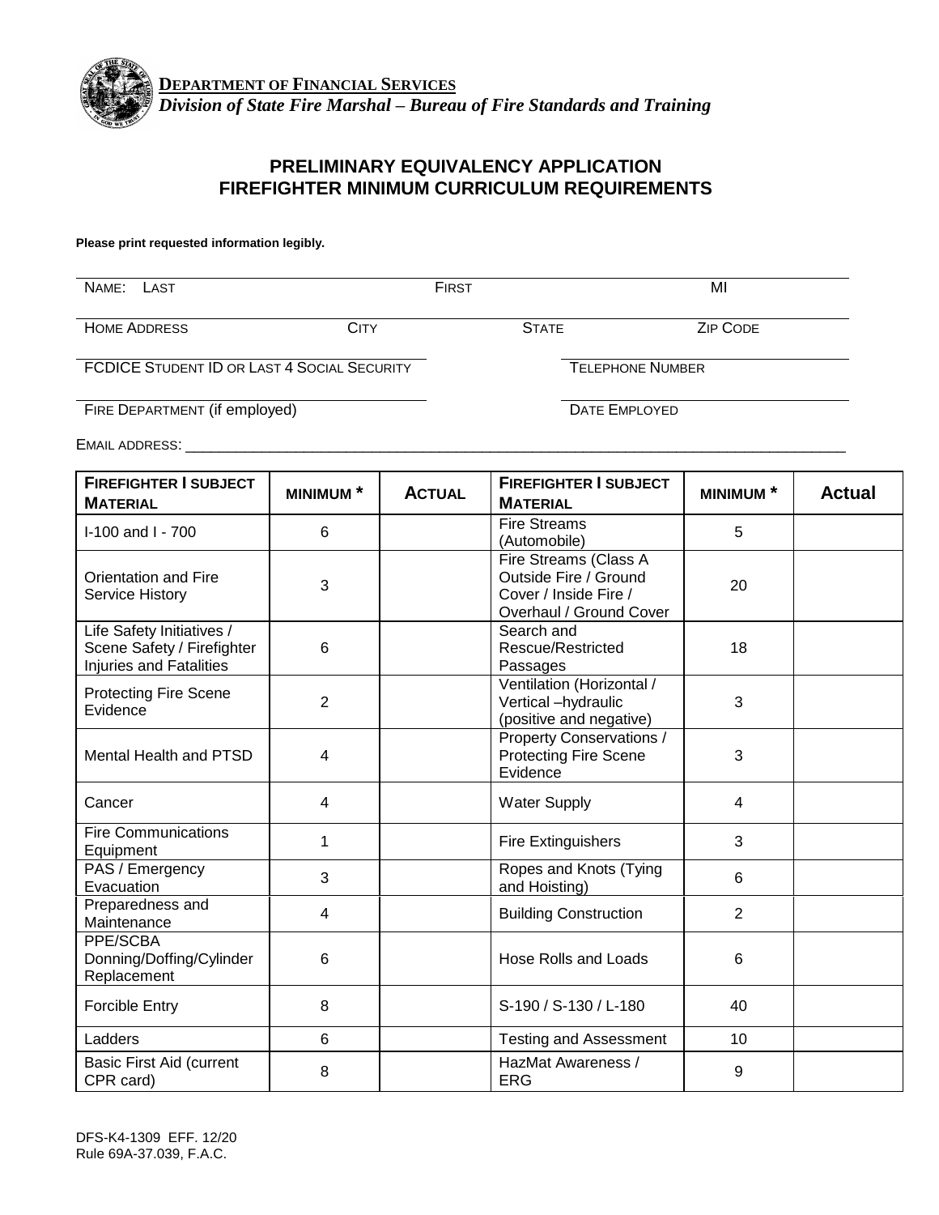**DEPARTMENT OF FINANCIAL SERVICES**
***Division of State Fire Marshal – Bureau of Fire Standards and Training***

## PRELIMINARY EQUIVALENCY APPLICATION
## FIREFIGHTER MINIMUM CURRICULUM REQUIREMENTS

**Please print requested information legibly.**

NAME: LAST ____________ FIRST ____________ MI ____

HOME ADDRESS ____________ CITY ____________ STATE ____________ ZIP CODE ____________

FCDICE STUDENT ID OR LAST 4 SOCIAL SECURITY ____________ TELEPHONE NUMBER ____________

FIRE DEPARTMENT (if employed) ____________ DATE EMPLOYED ____________

EMAIL ADDRESS: ____________________________________________

| FIREFIGHTER I SUBJECT MATERIAL | MINIMUM * | ACTUAL | FIREFIGHTER I SUBJECT MATERIAL | MINIMUM * | Actual |
|---|---|---|---|---|---|
| I-100 and I - 700 | 6 | | Fire Streams (Automobile) | 5 | |
| Orientation and Fire Service History | 3 | | Fire Streams (Class A Outside Fire / Ground Cover / Inside Fire / Overhaul / Ground Cover | 20 | |
| Life Safety Initiatives / Scene Safety / Firefighter Injuries and Fatalities | 6 | | Search and Rescue/Restricted Passages | 18 | |
| Protecting Fire Scene Evidence | 2 | | Ventilation (Horizontal / Vertical –hydraulic (positive and negative) | 3 | |
| Mental Health and PTSD | 4 | | Property Conservations / Protecting Fire Scene Evidence | 3 | |
| Cancer | 4 | | Water Supply | 4 | |
| Fire Communications Equipment | 1 | | Fire Extinguishers | 3 | |
| PAS / Emergency Evacuation | 3 | | Ropes and Knots (Tying and Hoisting) | 6 | |
| Preparedness and Maintenance | 4 | | Building Construction | 2 | |
| PPE/SCBA Donning/Doffing/Cylinder Replacement | 6 | | Hose Rolls and Loads | 6 | |
| Forcible Entry | 8 | | S-190 / S-130 / L-180 | 40 | |
| Ladders | 6 | | Testing and Assessment | 10 | |
| Basic First Aid (current CPR card) | 8 | | HazMat Awareness / ERG | 9 | |

DFS-K4-1309 EFF. 12/20
Rule 69A-37.039, F.A.C.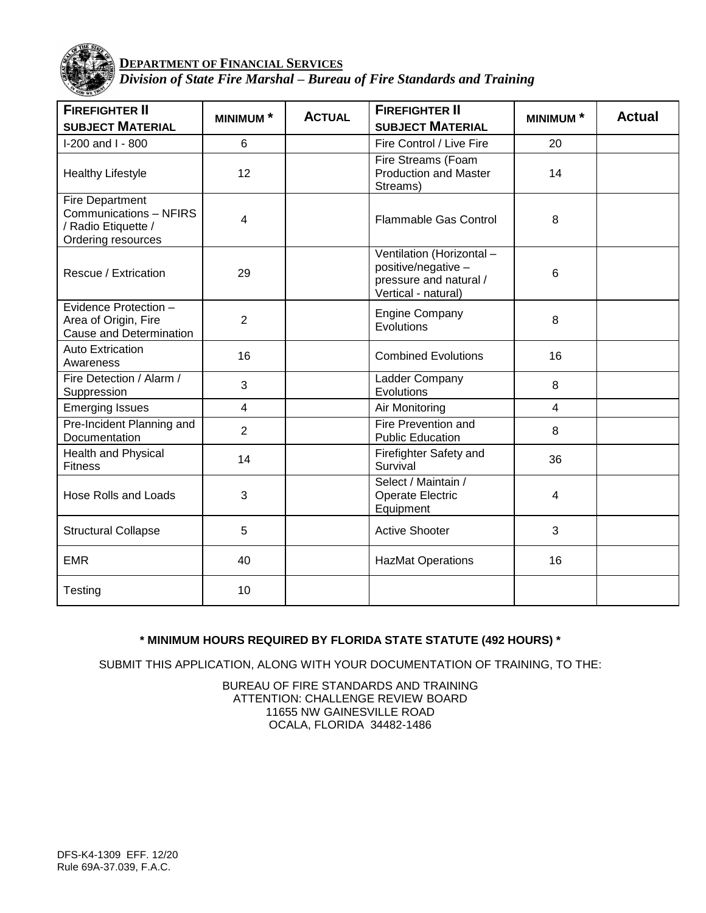**DEPARTMENT OF FINANCIAL SERVICES**

***Division of State Fire Marshal – Bureau of Fire Standards and Training***

| FIREFIGHTER II SUBJECT MATERIAL | MINIMUM * | ACTUAL | FIREFIGHTER II SUBJECT MATERIAL | MINIMUM * | Actual |
|---|---|---|---|---|---|
| I-200 and I - 800 | 6 | | Fire Control / Live Fire | 20 | |
| Healthy Lifestyle | 12 | | Fire Streams (Foam Production and Master Streams) | 14 | |
| Fire Department Communications – NFIRS / Radio Etiquette / Ordering resources | 4 | | Flammable Gas Control | 8 | |
| Rescue / Extrication | 29 | | Ventilation (Horizontal – positive/negative – pressure and natural / Vertical - natural) | 6 | |
| Evidence Protection – Area of Origin, Fire Cause and Determination | 2 | | Engine Company Evolutions | 8 | |
| Auto Extrication Awareness | 16 | | Combined Evolutions | 16 | |
| Fire Detection / Alarm / Suppression | 3 | | Ladder Company Evolutions | 8 | |
| Emerging Issues | 4 | | Air Monitoring | 4 | |
| Pre-Incident Planning and Documentation | 2 | | Fire Prevention and Public Education | 8 | |
| Health and Physical Fitness | 14 | | Firefighter Safety and Survival | 36 | |
| Hose Rolls and Loads | 3 | | Select / Maintain / Operate Electric Equipment | 4 | |
| Structural Collapse | 5 | | Active Shooter | 3 | |
| EMR | 40 | | HazMat Operations | 16 | |
| Testing | 10 | | | | |

**\* MINIMUM HOURS REQUIRED BY FLORIDA STATE STATUTE (492 HOURS) \***

SUBMIT THIS APPLICATION, ALONG WITH YOUR DOCUMENTATION OF TRAINING, TO THE:

BUREAU OF FIRE STANDARDS AND TRAINING
ATTENTION: CHALLENGE REVIEW BOARD
11655 NW GAINESVILLE ROAD
OCALA, FLORIDA 34482-1486

DFS-K4-1309 EFF. 12/20
Rule 69A-37.039, F.A.C.